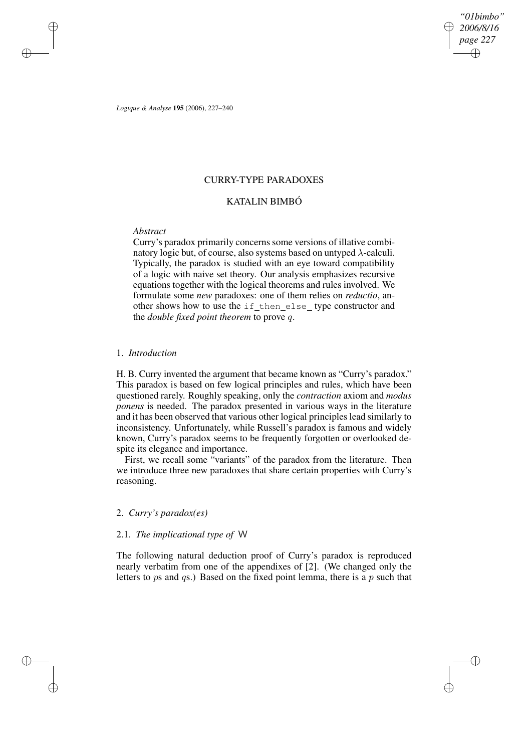# CURRY-TYPE PARADOXES

## KATALIN BIMBÓ

*Abstract*

Curry's paradox primarily concerns some versions of illative combinatory logic but, of course, also systems based on untyped $\lambda$-calculi. Typically, the paradox is studied with an eye toward compatibility of a logic with naive set theory. Our analysis emphasizes recursive equations together with the logical theorems and rules involved. We formulate some *new* paradoxes: one of them relies on *reductio*, another shows how to use the `if_then_else_` type constructor and the *double fixed point theorem* to prove $q$.

### 1. *Introduction*

H. B. Curry invented the argument that became known as "Curry's paradox." This paradox is based on few logical principles and rules, which have been questioned rarely. Roughly speaking, only the *contraction* axiom and *modus ponens* is needed. The paradox presented in various ways in the literature and it has been observed that various other logical principles lead similarly to inconsistency. Unfortunately, while Russell's paradox is famous and widely known, Curry's paradox seems to be frequently forgotten or overlooked despite its elegance and importance.

First, we recall some "variants" of the paradox from the literature. Then we introduce three new paradoxes that share certain properties with Curry's reasoning.

### 2. *Curry's paradox(es)*

#### 2.1. *The implicational type of* W

The following natural deduction proof of Curry's paradox is reproduced nearly verbatim from one of the appendixes of [2]. (We changed only the letters to $p$s and $q$s.) Based on the fixed point lemma, there is a $p$ such that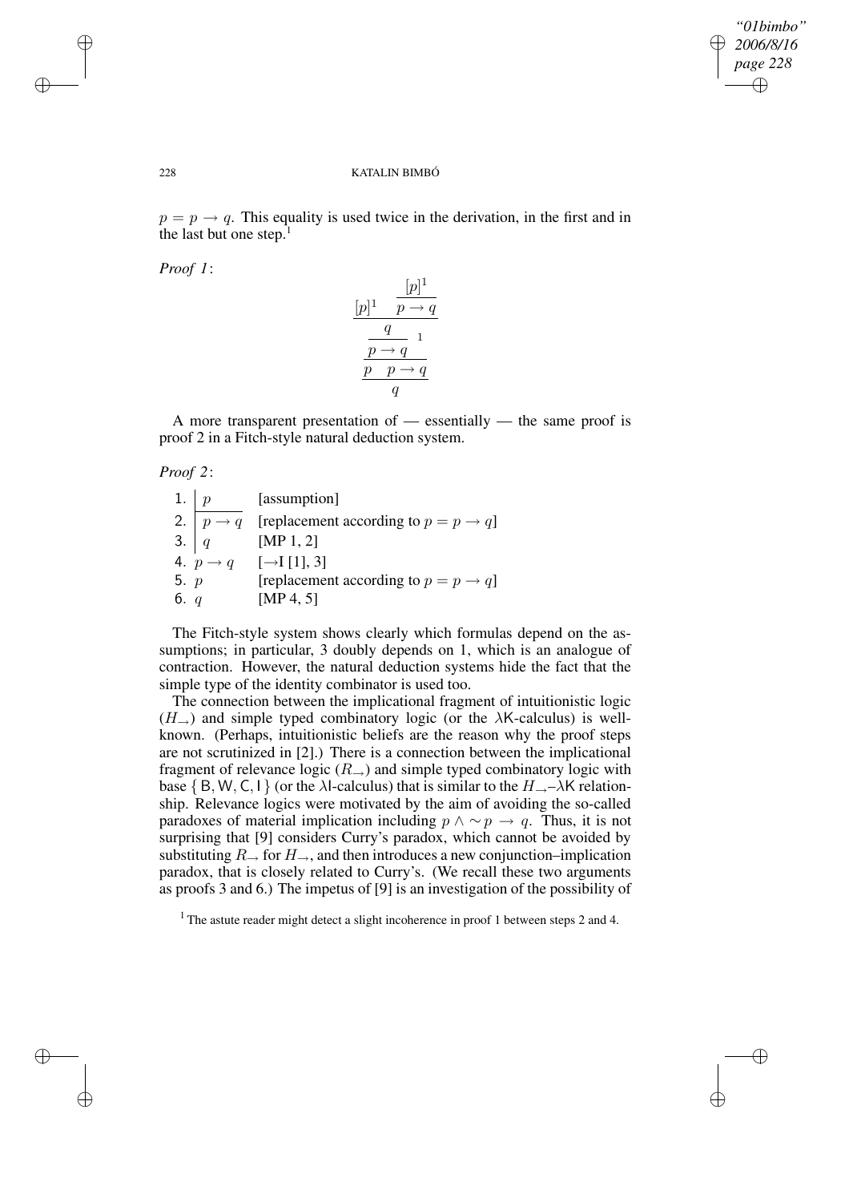$p = p \to q$. This equality is used twice in the derivation, in the first and in the last but one step.[1]

*Proof 1*:

$$
\dfrac{\dfrac{\dfrac{[p]^1 \quad \dfrac{[p]^1}{p \to q}}{q}}{p \to q}\,1 \qquad}{\dfrac{p \quad p \to q}{q}}
$$

A more transparent presentation of — essentially — the same proof is proof 2 in a Fitch-style natural deduction system.

*Proof 2*:

| | | |
|---|---|---|
| 1. | $\vert\ p$ | [assumption] |
| 2. | $\vert\ p \to q$ | [replacement according to $p = p \to q$] |
| 3. | $\vert\ q$ | [MP 1, 2] |
| 4. | $p \to q$ | [$\to$I [1], 3] |
| 5. | $p$ | [replacement according to $p = p \to q$] |
| 6. | $q$ | [MP 4, 5] |

The Fitch-style system shows clearly which formulas depend on the assumptions; in particular, 3 doubly depends on 1, which is an analogue of contraction. However, the natural deduction systems hide the fact that the simple type of the identity combinator is used too.

The connection between the implicational fragment of intuitionistic logic ($H_{\to}$) and simple typed combinatory logic (or the $\lambda$K-calculus) is well-known. (Perhaps, intuitionistic beliefs are the reason why the proof steps are not scrutinized in [2].) There is a connection between the implicational fragment of relevance logic ($R_{\to}$) and simple typed combinatory logic with base $\{\mathsf{B}, \mathsf{W}, \mathsf{C}, \mathsf{I}\}$ (or the $\lambda$I-calculus) that is similar to the $H_{\to}$–$\lambda$K relationship. Relevance logics were motivated by the aim of avoiding the so-called paradoxes of material implication including $p \wedge \sim p \to q$. Thus, it is not surprising that [9] considers Curry's paradox, which cannot be avoided by substituting $R_{\to}$ for $H_{\to}$, and then introduces a new conjunction–implication paradox, that is closely related to Curry's. (We recall these two arguments as proofs 3 and 6.) The impetus of [9] is an investigation of the possibility of

[1] The astute reader might detect a slight incoherence in proof 1 between steps 2 and 4.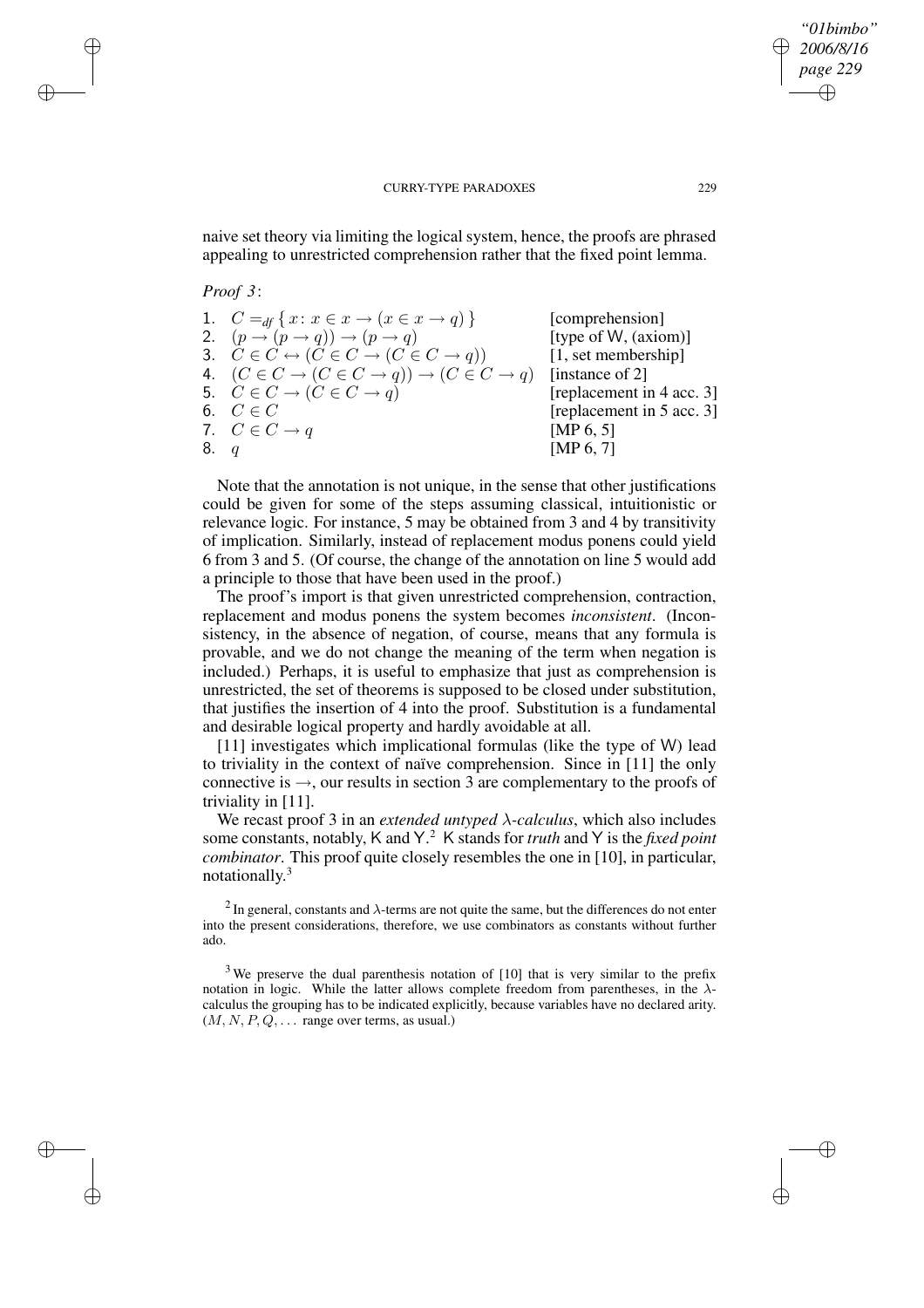naive set theory via limiting the logical system, hence, the proofs are phrased appealing to unrestricted comprehension rather that the fixed point lemma.

*Proof 3*:

| | | |
|---|---|---|
| 1. | $C =_{df} \{ x \colon x \in x \to (x \in x \to q) \}$ | [comprehension] |
| 2. | $(p \to (p \to q)) \to (p \to q)$ | [type of W, (axiom)] |
| 3. | $C \in C \leftrightarrow (C \in C \to (C \in C \to q))$ | [1, set membership] |
| 4. | $(C \in C \to (C \in C \to q)) \to (C \in C \to q)$ | [instance of 2] |
| 5. | $C \in C \to (C \in C \to q)$ | [replacement in 4 acc. 3] |
| 6. | $C \in C$ | [replacement in 5 acc. 3] |
| 7. | $C \in C \to q$ | [MP 6, 5] |
| 8. | $q$ | [MP 6, 7] |

Note that the annotation is not unique, in the sense that other justifications could be given for some of the steps assuming classical, intuitionistic or relevance logic. For instance, 5 may be obtained from 3 and 4 by transitivity of implication. Similarly, instead of replacement modus ponens could yield 6 from 3 and 5. (Of course, the change of the annotation on line 5 would add a principle to those that have been used in the proof.)

The proof's import is that given unrestricted comprehension, contraction, replacement and modus ponens the system becomes *inconsistent*. (Inconsistency, in the absence of negation, of course, means that any formula is provable, and we do not change the meaning of the term when negation is included.) Perhaps, it is useful to emphasize that just as comprehension is unrestricted, the set of theorems is supposed to be closed under substitution, that justifies the insertion of 4 into the proof. Substitution is a fundamental and desirable logical property and hardly avoidable at all.

[11] investigates which implicational formulas (like the type of W) lead to triviality in the context of naïve comprehension. Since in [11] the only connective is $\to$, our results in section 3 are complementary to the proofs of triviality in [11].

We recast proof 3 in an *extended untyped $\lambda$-calculus*, which also includes some constants, notably, K and Y.[2] K stands for *truth* and Y is the *fixed point combinator*. This proof quite closely resembles the one in [10], in particular, notationally.[3]

[2] In general, constants and $\lambda$-terms are not quite the same, but the differences do not enter into the present considerations, therefore, we use combinators as constants without further ado.

[3] We preserve the dual parenthesis notation of [10] that is very similar to the prefix notation in logic. While the latter allows complete freedom from parentheses, in the $\lambda$-calculus the grouping has to be indicated explicitly, because variables have no declared arity. ($M, N, P, Q, \ldots$ range over terms, as usual.)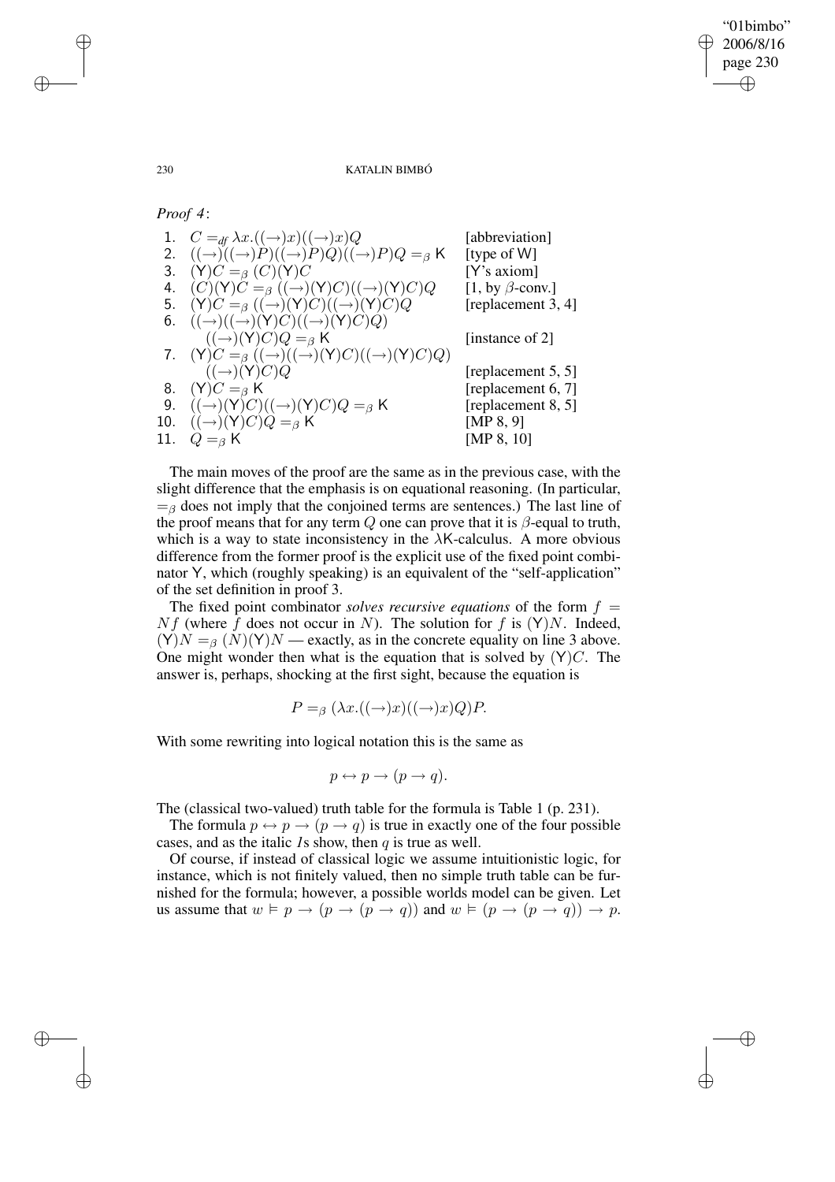*Proof 4*:

| | | |
|---|---|---|
| 1. | $C =_{df} \lambda x.((\rightarrow)x)((\rightarrow)x)Q$ | [abbreviation] |
| 2. | $((\rightarrow)((\rightarrow)P)((\rightarrow)P)Q)((\rightarrow)P)Q =_\beta \mathsf{K}$ | [type of $\mathsf{W}$] |
| 3. | $(\mathsf{Y})C =_\beta (C)(\mathsf{Y})C$ | [$\mathsf{Y}$'s axiom] |
| 4. | $(C)(\mathsf{Y})C =_\beta ((\rightarrow)(\mathsf{Y})C)((\rightarrow)(\mathsf{Y})C)Q$ | [1, by $\beta$-conv.] |
| 5. | $(\mathsf{Y})C =_\beta ((\rightarrow)(\mathsf{Y})C)((\rightarrow)(\mathsf{Y})C)Q$ | [replacement 3, 4] |
| 6. | $((\rightarrow)((\rightarrow)(\mathsf{Y})C)((\rightarrow)(\mathsf{Y})C)Q)$ $((\rightarrow)(\mathsf{Y})C)Q =_\beta \mathsf{K}$ | [instance of 2] |
| 7. | $(\mathsf{Y})C =_\beta ((\rightarrow)((\rightarrow)(\mathsf{Y})C)((\rightarrow)(\mathsf{Y})C)Q)$ $((\rightarrow)(\mathsf{Y})C)Q$ | [replacement 5, 5] |
| 8. | $(\mathsf{Y})C =_\beta \mathsf{K}$ | [replacement 6, 7] |
| 9. | $((\rightarrow)(\mathsf{Y})C)((\rightarrow)(\mathsf{Y})C)Q =_\beta \mathsf{K}$ | [replacement 8, 5] |
| 10. | $((\rightarrow)(\mathsf{Y})C)Q =_\beta \mathsf{K}$ | [MP 8, 9] |
| 11. | $Q =_\beta \mathsf{K}$ | [MP 8, 10] |

The main moves of the proof are the same as in the previous case, with the slight difference that the emphasis is on equational reasoning. (In particular, $=_\beta$ does not imply that the conjoined terms are sentences.) The last line of the proof means that for any term $Q$ one can prove that it is $\beta$-equal to truth, which is a way to state inconsistency in the $\lambda\mathsf{K}$-calculus. A more obvious difference from the former proof is the explicit use of the fixed point combinator $\mathsf{Y}$, which (roughly speaking) is an equivalent of the "self-application" of the set definition in proof 3.

The fixed point combinator *solves recursive equations* of the form $f = Nf$ (where $f$ does not occur in $N$). The solution for $f$ is $(\mathsf{Y})N$. Indeed, $(\mathsf{Y})N =_\beta (N)(\mathsf{Y})N$ — exactly, as in the concrete equality on line 3 above. One might wonder then what is the equation that is solved by $(\mathsf{Y})C$. The answer is, perhaps, shocking at the first sight, because the equation is

$$P =_\beta (\lambda x.((\rightarrow)x)((\rightarrow)x)Q)P.$$

With some rewriting into logical notation this is the same as

$$p \leftrightarrow p \rightarrow (p \rightarrow q).$$

The (classical two-valued) truth table for the formula is Table 1 (p. 231).

The formula $p \leftrightarrow p \rightarrow (p \rightarrow q)$ is true in exactly one of the four possible cases, and as the italic *1*s show, then $q$ is true as well.

Of course, if instead of classical logic we assume intuitionistic logic, for instance, which is not finitely valued, then no simple truth table can be furnished for the formula; however, a possible worlds model can be given. Let us assume that $w \vDash p \rightarrow (p \rightarrow (p \rightarrow q))$ and $w \vDash (p \rightarrow (p \rightarrow q)) \rightarrow p$.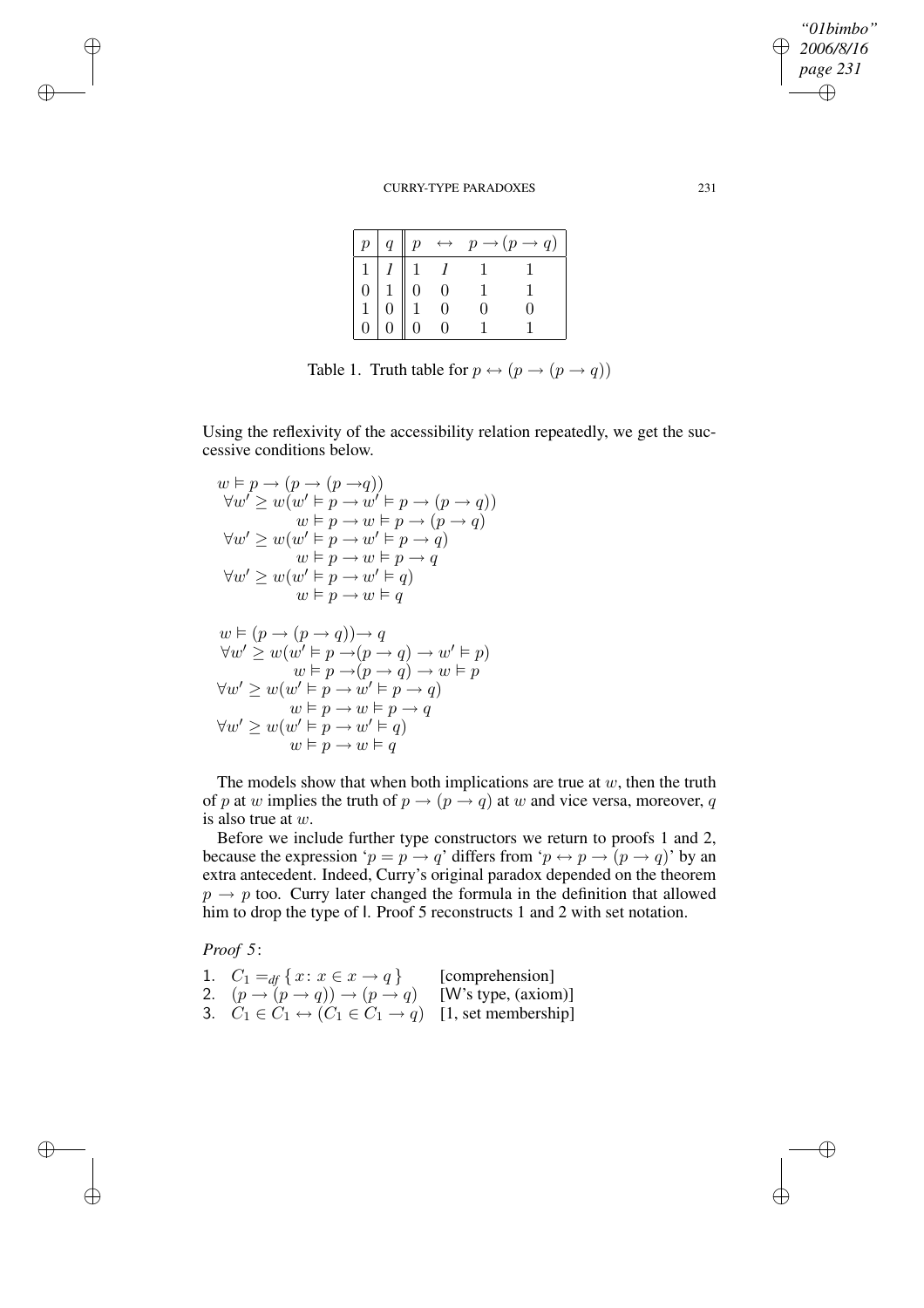| $p$ | $q$ | $p$ | $\leftrightarrow$ | $p \to$ | $(p \to q)$ |
|---|---|---|---|---|---|
| 1 | *1* | 1 | *1* | 1 | 1 |
| 0 | 1 | 0 | 0 | 1 | 1 |
| 1 | 0 | 1 | 0 | 0 | 0 |
| 0 | 0 | 0 | 0 | 1 | 1 |

Table 1. Truth table for $p \leftrightarrow (p \to (p \to q))$

Using the reflexivity of the accessibility relation repeatedly, we get the successive conditions below.

$$
\begin{aligned}
&w \vDash p \to (p \to (p \to q)) \\
&\forall w' \geq w(w' \vDash p \to w' \vDash p \to (p \to q)) \\
&\qquad w \vDash p \to w \vDash p \to (p \to q) \\
&\forall w' \geq w(w' \vDash p \to w' \vDash p \to q) \\
&\qquad w \vDash p \to w \vDash p \to q \\
&\forall w' \geq w(w' \vDash p \to w' \vDash q) \\
&\qquad w \vDash p \to w \vDash q
\end{aligned}
$$

$$
\begin{aligned}
&w \vDash (p \to (p \to q)) \to q \\
&\forall w' \geq w(w' \vDash p \to (p \to q) \to w' \vDash p) \\
&\qquad w \vDash p \to (p \to q) \to w \vDash p \\
&\forall w' \geq w(w' \vDash p \to w' \vDash p \to q) \\
&\qquad w \vDash p \to w \vDash p \to q \\
&\forall w' \geq w(w' \vDash p \to w' \vDash q) \\
&\qquad w \vDash p \to w \vDash q
\end{aligned}
$$

The models show that when both implications are true at $w$, then the truth of $p$ at $w$ implies the truth of $p \to (p \to q)$ at $w$ and vice versa, moreover, $q$ is also true at $w$.

Before we include further type constructors we return to proofs 1 and 2, because the expression '$p = p \to q$' differs from '$p \leftrightarrow p \to (p \to q)$' by an extra antecedent. Indeed, Curry's original paradox depended on the theorem $p \to p$ too. Curry later changed the formula in the definition that allowed him to drop the type of I. Proof 5 reconstructs 1 and 2 with set notation.

*Proof 5*:

1. $C_1 =_{df} \{ x \colon x \in x \to q \}$ [comprehension]
2. $(p \to (p \to q)) \to (p \to q)$ [W's type, (axiom)]
3. $C_1 \in C_1 \leftrightarrow (C_1 \in C_1 \to q)$ [1, set membership]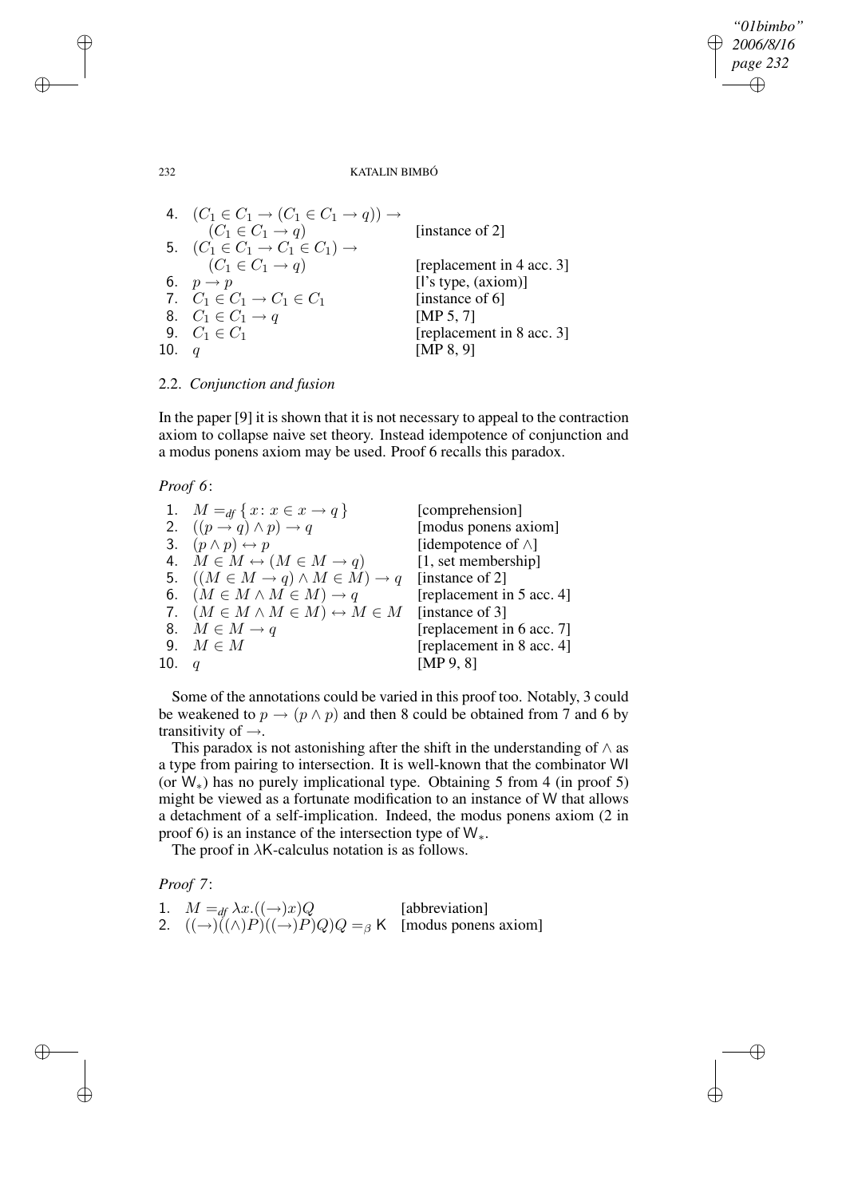| | | |
|---|---|---|
| 4. | $(C_1 \in C_1 \to (C_1 \in C_1 \to q)) \to$ $(C_1 \in C_1 \to q)$ | [instance of 2] |
| 5. | $(C_1 \in C_1 \to C_1 \in C_1) \to$ $(C_1 \in C_1 \to q)$ | [replacement in 4 acc. 3] |
| 6. | $p \to p$ | [I's type, (axiom)] |
| 7. | $C_1 \in C_1 \to C_1 \in C_1$ | [instance of 6] |
| 8. | $C_1 \in C_1 \to q$ | [MP 5, 7] |
| 9. | $C_1 \in C_1$ | [replacement in 8 acc. 3] |
| 10. | $q$ | [MP 8, 9] |

### 2.2. *Conjunction and fusion*

In the paper [9] it is shown that it is not necessary to appeal to the contraction axiom to collapse naive set theory. Instead idempotence of conjunction and a modus ponens axiom may be used. Proof 6 recalls this paradox.

*Proof 6*:

| | | |
|---|---|---|
| 1. | $M =_{df} \{ x : x \in x \to q \}$ | [comprehension] |
| 2. | $((p \to q) \wedge p) \to q$ | [modus ponens axiom] |
| 3. | $(p \wedge p) \leftrightarrow p$ | [idempotence of $\wedge$] |
| 4. | $M \in M \leftrightarrow (M \in M \to q)$ | [1, set membership] |
| 5. | $((M \in M \to q) \wedge M \in M) \to q$ | [instance of 2] |
| 6. | $(M \in M \wedge M \in M) \to q$ | [replacement in 5 acc. 4] |
| 7. | $(M \in M \wedge M \in M) \leftrightarrow M \in M$ | [instance of 3] |
| 8. | $M \in M \to q$ | [replacement in 6 acc. 7] |
| 9. | $M \in M$ | [replacement in 8 acc. 4] |
| 10. | $q$ | [MP 9, 8] |

Some of the annotations could be varied in this proof too. Notably, 3 could be weakened to $p \to (p \wedge p)$ and then 8 could be obtained from 7 and 6 by transitivity of $\to$.

This paradox is not astonishing after the shift in the understanding of $\wedge$ as a type from pairing to intersection. It is well-known that the combinator $\mathsf{WI}$ (or $\mathsf{W}_*$) has no purely implicational type. Obtaining 5 from 4 (in proof 5) might be viewed as a fortunate modification to an instance of $\mathsf{W}$ that allows a detachment of a self-implication. Indeed, the modus ponens axiom (2 in proof 6) is an instance of the intersection type of $\mathsf{W}_*$.

The proof in $\lambda\mathsf{K}$-calculus notation is as follows.

*Proof 7*:

| | | |
|---|---|---|
| 1. | $M =_{df} \lambda x.((\to)x)Q$ | [abbreviation] |
| 2. | $((\to)((\wedge)P)((\to)P)Q)Q =_\beta \mathsf{K}$ | [modus ponens axiom] |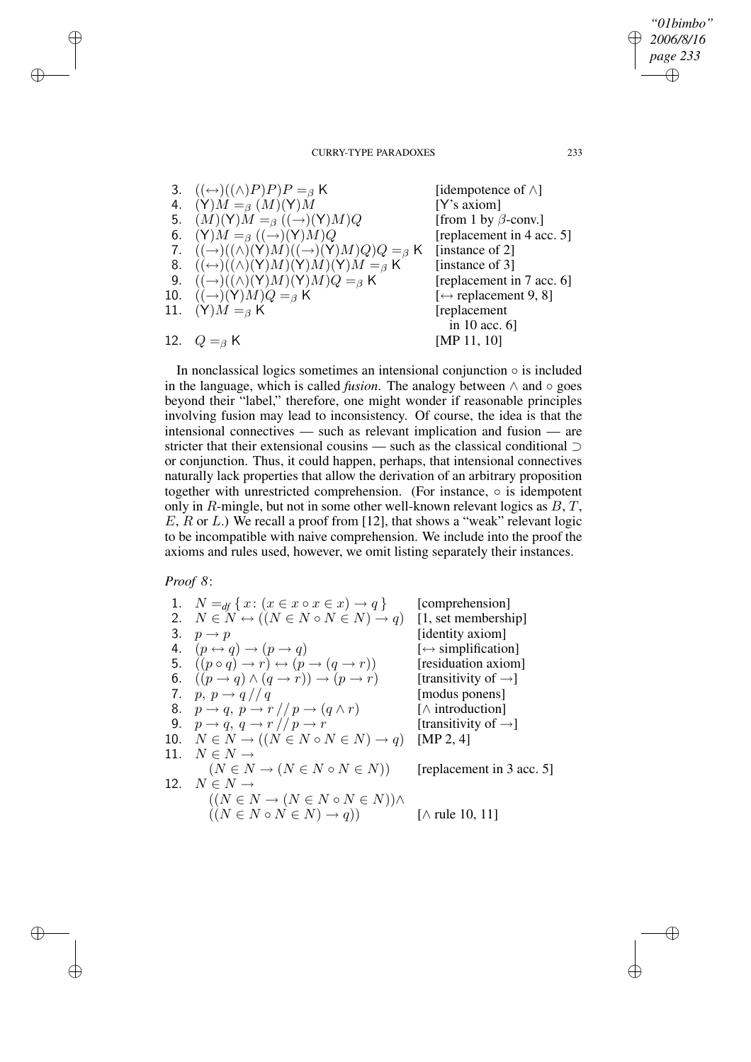| | | |
|---|---|---|
| 3. | $((\leftrightarrow)((\wedge)P)P)P =_\beta \mathsf{K}$ | [idempotence of $\wedge$] |
| 4. | $(\mathsf{Y})M =_\beta (M)(\mathsf{Y})M$ | [Y's axiom] |
| 5. | $(M)(\mathsf{Y})M =_\beta ((\rightarrow)(\mathsf{Y})M)Q$ | [from 1 by $\beta$-conv.] |
| 6. | $(\mathsf{Y})M =_\beta ((\rightarrow)(\mathsf{Y})M)Q$ | [replacement in 4 acc. 5] |
| 7. | $((\rightarrow)((\wedge)(\mathsf{Y})M)((\rightarrow)(\mathsf{Y})M)Q)Q =_\beta \mathsf{K}$ | [instance of 2] |
| 8. | $((\leftrightarrow)((\wedge)(\mathsf{Y})M)(\mathsf{Y})M)(\mathsf{Y})M =_\beta \mathsf{K}$ | [instance of 3] |
| 9. | $((\rightarrow)((\wedge)(\mathsf{Y})M)(\mathsf{Y})M)Q =_\beta \mathsf{K}$ | [replacement in 7 acc. 6] |
| 10. | $((\rightarrow)(\mathsf{Y})M)Q =_\beta \mathsf{K}$ | [$\leftrightarrow$ replacement 9, 8] |
| 11. | $(\mathsf{Y})M =_\beta \mathsf{K}$ | [replacement in 10 acc. 6] |
| 12. | $Q =_\beta \mathsf{K}$ | [MP 11, 10] |

In nonclassical logics sometimes an intensional conjunction $\circ$ is included in the language, which is called *fusion*. The analogy between $\wedge$ and $\circ$ goes beyond their "label," therefore, one might wonder if reasonable principles involving fusion may lead to inconsistency. Of course, the idea is that the intensional connectives — such as relevant implication and fusion — are stricter that their extensional cousins — such as the classical conditional $\supset$ or conjunction. Thus, it could happen, perhaps, that intensional connectives naturally lack properties that allow the derivation of an arbitrary proposition together with unrestricted comprehension. (For instance, $\circ$ is idempotent only in $R$-mingle, but not in some other well-known relevant logics as $B$, $T$, $E$, $R$ or $L$.) We recall a proof from [12], that shows a "weak" relevant logic to be incompatible with naive comprehension. We include into the proof the axioms and rules used, however, we omit listing separately their instances.

*Proof 8*:

| | | |
|---|---|---|
| 1. | $N =_{df} \{\, x\colon (x \in x \circ x \in x) \rightarrow q \,\}$ | [comprehension] |
| 2. | $N \in N \leftrightarrow ((N \in N \circ N \in N) \rightarrow q)$ | [1, set membership] |
| 3. | $p \rightarrow p$ | [identity axiom] |
| 4. | $(p \leftrightarrow q) \rightarrow (p \rightarrow q)$ | [$\leftrightarrow$ simplification] |
| 5. | $((p \circ q) \rightarrow r) \leftrightarrow (p \rightarrow (q \rightarrow r))$ | [residuation axiom] |
| 6. | $((p \rightarrow q) \wedge (q \rightarrow r)) \rightarrow (p \rightarrow r)$ | [transitivity of $\rightarrow$] |
| 7. | $p,\ p \rightarrow q \,//\, q$ | [modus ponens] |
| 8. | $p \rightarrow q,\ p \rightarrow r \,//\, p \rightarrow (q \wedge r)$ | [$\wedge$ introduction] |
| 9. | $p \rightarrow q,\ q \rightarrow r \,//\, p \rightarrow r$ | [transitivity of $\rightarrow$] |
| 10. | $N \in N \rightarrow ((N \in N \circ N \in N) \rightarrow q)$ | [MP 2, 4] |
| 11. | $N \in N \rightarrow (N \in N \rightarrow (N \in N \circ N \in N))$ | [replacement in 3 acc. 5] |
| 12. | $N \in N \rightarrow ((N \in N \rightarrow (N \in N \circ N \in N)) \wedge ((N \in N \circ N \in N) \rightarrow q))$ | [$\wedge$ rule 10, 11] |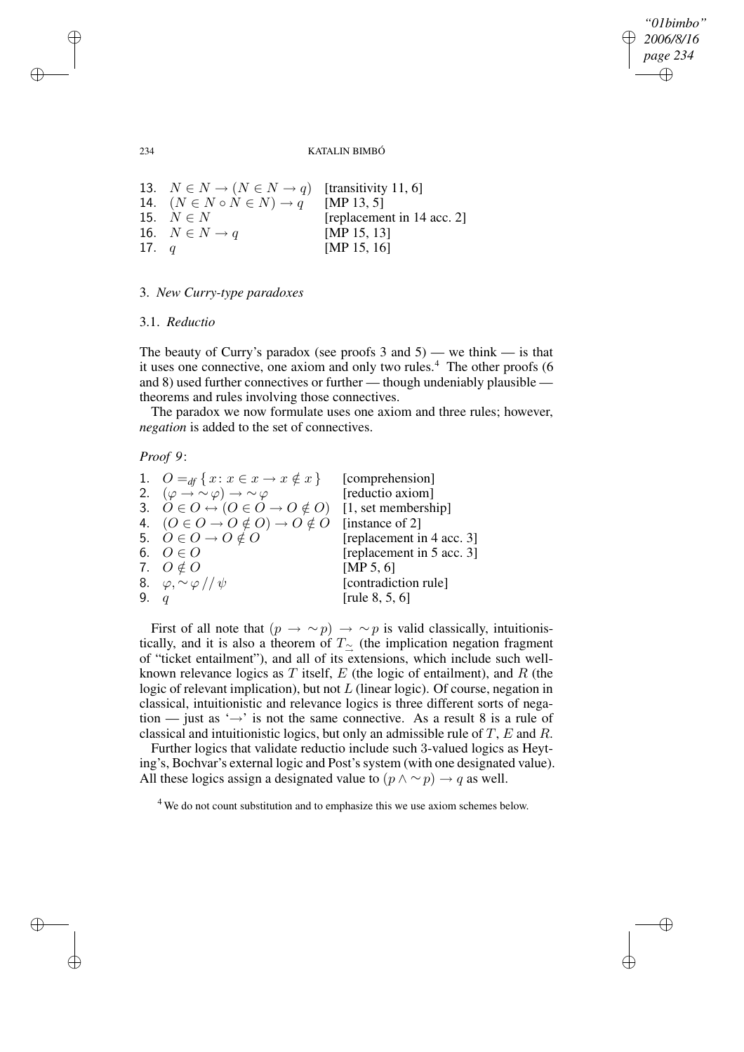| | | |
|---|---|---|
| 13. | $N \in N \to (N \in N \to q)$ | [transitivity 11, 6] |
| 14. | $(N \in N \circ N \in N) \to q$ | [MP 13, 5] |
| 15. | $N \in N$ | [replacement in 14 acc. 2] |
| 16. | $N \in N \to q$ | [MP 15, 13] |
| 17. | $q$ | [MP 15, 16] |

## 3. *New Curry-type paradoxes*

### 3.1. *Reductio*

The beauty of Curry's paradox (see proofs 3 and 5) — we think — is that it uses one connective, one axiom and only two rules.[4] The other proofs (6 and 8) used further connectives or further — though undeniably plausible — theorems and rules involving those connectives.

The paradox we now formulate uses one axiom and three rules; however, *negation* is added to the set of connectives.

*Proof 9*:

| | | |
|---|---|---|
| 1. | $O =_{df} \{ x : x \in x \to x \notin x \}$ | [comprehension] |
| 2. | $(\varphi \to {\sim}\varphi) \to {\sim}\varphi$ | [reductio axiom] |
| 3. | $O \in O \leftrightarrow (O \in O \to O \notin O)$ | [1, set membership] |
| 4. | $(O \in O \to O \notin O) \to O \notin O$ | [instance of 2] |
| 5. | $O \in O \to O \notin O$ | [replacement in 4 acc. 3] |
| 6. | $O \in O$ | [replacement in 5 acc. 3] |
| 7. | $O \notin O$ | [MP 5, 6] |
| 8. | $\varphi, {\sim}\varphi // \psi$ | [contradiction rule] |
| 9. | $q$ | [rule 8, 5, 6] |

First of all note that $(p \to {\sim}p) \to {\sim}p$ is valid classically, intuitionistically, and it is also a theorem of $T_{\underset{\sim}{\to}}$ (the implication negation fragment of "ticket entailment"), and all of its extensions, which include such well-known relevance logics as $T$ itself, $E$ (the logic of entailment), and $R$ (the logic of relevant implication), but not $L$ (linear logic). Of course, negation in classical, intuitionistic and relevance logics is three different sorts of negation — just as '$\to$' is not the same connective. As a result 8 is a rule of classical and intuitionistic logics, but only an admissible rule of $T$, $E$ and $R$.

Further logics that validate reductio include such 3-valued logics as Heyting's, Bochvar's external logic and Post's system (with one designated value). All these logics assign a designated value to $(p \wedge {\sim}p) \to q$ as well.

[4] We do not count substitution and to emphasize this we use axiom schemes below.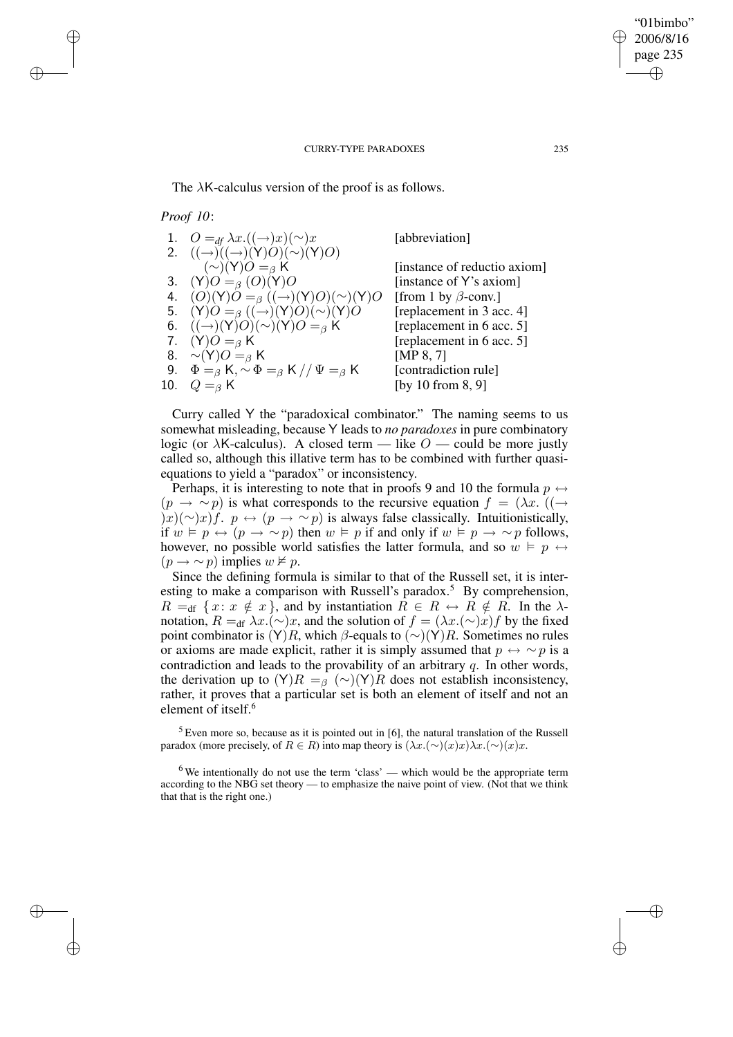The $\lambda$K-calculus version of the proof is as follows.

*Proof 10*:

| | | |
|---|---|---|
| 1. | $O =_{df} \lambda x.((\rightarrow)x)(\sim)x$ | [abbreviation] |
| 2. | $((\rightarrow)((\rightarrow)(\mathsf{Y})O)(\sim)(\mathsf{Y})O)$ $(\sim)(\mathsf{Y})O =_\beta \mathsf{K}$ | [instance of reductio axiom] |
| 3. | $(\mathsf{Y})O =_\beta (O)(\mathsf{Y})O$ | [instance of Y's axiom] |
| 4. | $(O)(\mathsf{Y})O =_\beta ((\rightarrow)(\mathsf{Y})O)(\sim)(\mathsf{Y})O$ | [from 1 by $\beta$-conv.] |
| 5. | $(\mathsf{Y})O =_\beta ((\rightarrow)(\mathsf{Y})O)(\sim)(\mathsf{Y})O$ | [replacement in 3 acc. 4] |
| 6. | $((\rightarrow)(\mathsf{Y})O)(\sim)(\mathsf{Y})O =_\beta \mathsf{K}$ | [replacement in 6 acc. 5] |
| 7. | $(\mathsf{Y})O =_\beta \mathsf{K}$ | [replacement in 6 acc. 5] |
| 8. | $\sim(\mathsf{Y})O =_\beta \mathsf{K}$ | [MP 8, 7] |
| 9. | $\Phi =_\beta \mathsf{K}, \sim\Phi =_\beta \mathsf{K} \,//\, \Psi =_\beta \mathsf{K}$ | [contradiction rule] |
| 10. | $Q =_\beta \mathsf{K}$ | [by 10 from 8, 9] |

Curry called Y the "paradoxical combinator." The naming seems to us somewhat misleading, because Y leads to *no paradoxes* in pure combinatory logic (or $\lambda$K-calculus). A closed term — like $O$ — could be more justly called so, although this illative term has to be combined with further quasi-equations to yield a "paradox" or inconsistency.

Perhaps, it is interesting to note that in proofs 9 and 10 the formula $p \leftrightarrow (p \rightarrow \sim p)$ is what corresponds to the recursive equation $f = (\lambda x.\,((\rightarrow)x)(\sim)x)f$. $p \leftrightarrow (p \rightarrow \sim p)$ is always false classically. Intuitionistically, if $w \vDash p \leftrightarrow (p \rightarrow \sim p)$ then $w \vDash p$ if and only if $w \vDash p \rightarrow \sim p$ follows, however, no possible world satisfies the latter formula, and so $w \vDash p \leftrightarrow (p \rightarrow \sim p)$ implies $w \nvDash p$.

Since the defining formula is similar to that of the Russell set, it is interesting to make a comparison with Russell's paradox.[5] By comprehension, $R =_{\mathrm{df}} \{\, x\colon x \notin x \,\}$, and by instantiation $R \in R \leftrightarrow R \notin R$. In the $\lambda$-notation, $R =_{\mathrm{df}} \lambda x.(\sim)x$, and the solution of $f = (\lambda x.(\sim)x)f$ by the fixed point combinator is $(\mathsf{Y})R$, which $\beta$-equals to $(\sim)(\mathsf{Y})R$. Sometimes no rules or axioms are made explicit, rather it is simply assumed that $p \leftrightarrow \sim p$ is a contradiction and leads to the provability of an arbitrary $q$. In other words, the derivation up to $(\mathsf{Y})R =_\beta (\sim)(\mathsf{Y})R$ does not establish inconsistency, rather, it proves that a particular set is both an element of itself and not an element of itself.[6]

[5] Even more so, because as it is pointed out in [6], the natural translation of the Russell paradox (more precisely, of $R \in R$) into map theory is $(\lambda x.(\sim)(x)x)\lambda x.(\sim)(x)x$.

[6] We intentionally do not use the term 'class' — which would be the appropriate term according to the NBG set theory — to emphasize the naive point of view. (Not that we think that that is the right one.)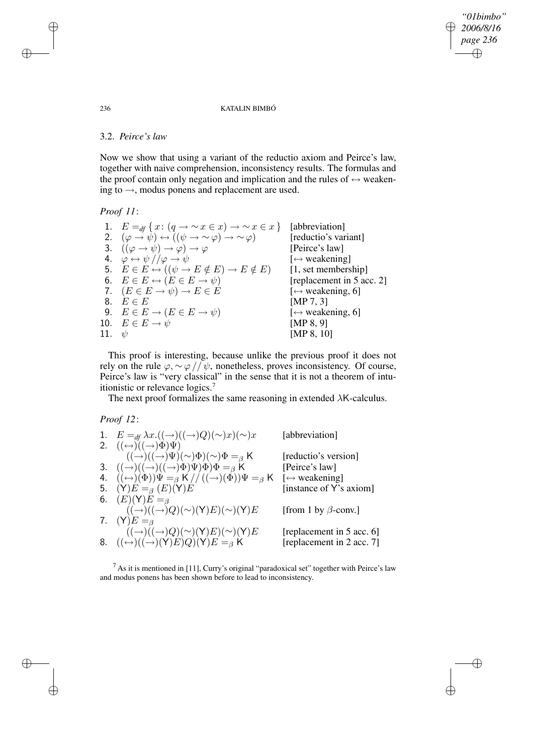### 3.2. *Peirce's law*

Now we show that using a variant of the reductio axiom and Peirce's law, together with naive comprehension, inconsistency results. The formulas and the proof contain only negation and implication and the rules of $\leftrightarrow$ weakening to $\to$, modus ponens and replacement are used.

*Proof 11*:

| | | |
|---|---|---|
| 1. | $E =_{df} \{ x \colon (q \to \sim x \in x) \to \sim x \in x \}$ | [abbreviation] |
| 2. | $(\varphi \to \psi) \leftrightarrow ((\psi \to \sim\varphi) \to \sim\varphi)$ | [reductio's variant] |
| 3. | $((\varphi \to \psi) \to \varphi) \to \varphi$ | [Peirce's law] |
| 4. | $\varphi \leftrightarrow \psi // \varphi \to \psi$ | [$\leftrightarrow$ weakening] |
| 5. | $E \in E \leftrightarrow ((\psi \to E \notin E) \to E \notin E)$ | [1, set membership] |
| 6. | $E \in E \leftrightarrow (E \in E \to \psi)$ | [replacement in 5 acc. 2] |
| 7. | $(E \in E \to \psi) \to E \in E$ | [$\leftrightarrow$ weakening, 6] |
| 8. | $E \in E$ | [MP 7, 3] |
| 9. | $E \in E \to (E \in E \to \psi)$ | [$\leftrightarrow$ weakening, 6] |
| 10. | $E \in E \to \psi$ | [MP 8, 9] |
| 11. | $\psi$ | [MP 8, 10] |

This proof is interesting, because unlike the previous proof it does not rely on the rule $\varphi, \sim\varphi // \psi$, nonetheless, proves inconsistency. Of course, Peirce's law is "very classical" in the sense that it is not a theorem of intuitionistic or relevance logics.[7]

The next proof formalizes the same reasoning in extended $\lambda\mathsf{K}$-calculus.

*Proof 12*:

| | | |
|---|---|---|
| 1. | $E =_{df} \lambda x.((\to)((\to)Q)(\sim)x)(\sim)x$ | [abbreviation] |
| 2. | $((\leftrightarrow)((\to)\Phi)\Psi)$ $((\to)((\to)\Psi)(\sim)\Phi)(\sim)\Phi =_\beta \mathsf{K}$ | [reductio's version] |
| 3. | $((\to)((\to)((\to)\Phi)\Psi)\Phi)\Phi =_\beta \mathsf{K}$ | [Peirce's law] |
| 4. | $((\leftrightarrow)(\Phi))\Psi =_\beta \mathsf{K} // ((\to)(\Phi))\Psi =_\beta \mathsf{K}$ | [$\leftrightarrow$ weakening] |
| 5. | $(\mathsf{Y})E =_\beta (E)(\mathsf{Y})E$ | [instance of Y's axiom] |
| 6. | $(E)(\mathsf{Y})E =_\beta$ $((\to)((\to)Q)(\sim)(\mathsf{Y})E)(\sim)(\mathsf{Y})E$ | [from 1 by $\beta$-conv.] |
| 7. | $(\mathsf{Y})E =_\beta$ $((\to)((\to)Q)(\sim)(\mathsf{Y})E)(\sim)(\mathsf{Y})E$ | [replacement in 5 acc. 6] |
| 8. | $((\leftrightarrow)((\to)(\mathsf{Y})E)Q)(\mathsf{Y})E =_\beta \mathsf{K}$ | [replacement in 2 acc. 7] |

[7] As it is mentioned in [11], Curry's original "paradoxical set" together with Peirce's law and modus ponens has been shown before to lead to inconsistency.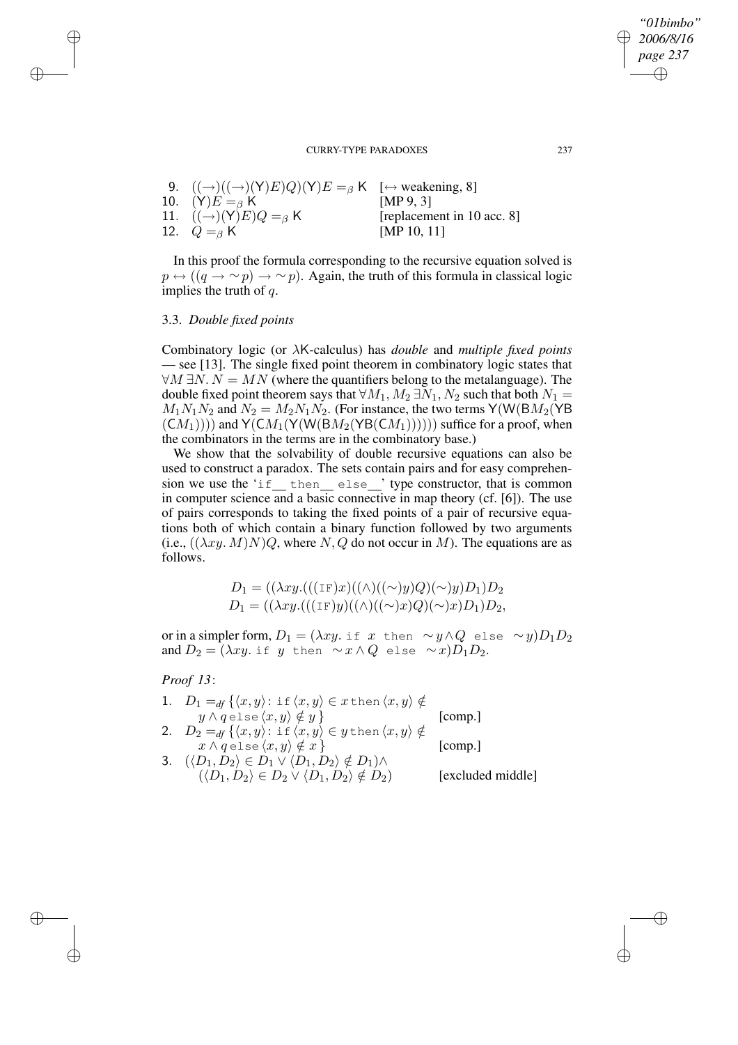9. $((\to)((\to)(\mathsf{Y})E)Q)(\mathsf{Y})E =_\beta \mathsf{K}$  [$\leftrightarrow$ weakening, 8]
10. $(\mathsf{Y})E =_\beta \mathsf{K}$  [MP 9, 3]
11. $((\to)(\mathsf{Y})E)Q =_\beta \mathsf{K}$  [replacement in 10 acc. 8]
12. $Q =_\beta \mathsf{K}$  [MP 10, 11]

In this proof the formula corresponding to the recursive equation solved is $p \leftrightarrow ((q \to \sim p) \to \sim p)$. Again, the truth of this formula in classical logic implies the truth of $q$.

### 3.3. *Double fixed points*

Combinatory logic (or $\lambda\mathsf{K}$-calculus) has *double* and *multiple fixed points* — see [13]. The single fixed point theorem in combinatory logic states that $\forall M\,\exists N.\, N = MN$ (where the quantifiers belong to the metalanguage). The double fixed point theorem says that $\forall M_1, M_2\,\exists N_1, N_2$ such that both $N_1 = M_1N_1N_2$ and $N_2 = M_2N_1N_2$. (For instance, the two terms $\mathsf{Y}(\mathsf{W}(\mathsf{B}M_2(\mathsf{YB}(\mathsf{C}M_1))))$ and $\mathsf{Y}(\mathsf{C}M_1(\mathsf{Y}(\mathsf{W}(\mathsf{B}M_2(\mathsf{YB}(\mathsf{C}M_1))))))$ suffice for a proof, when the combinators in the terms are in the combinatory base.)

We show that the solvability of double recursive equations can also be used to construct a paradox. The sets contain pairs and for easy comprehension we use the '`if__ then__ else__`' type constructor, that is common in computer science and a basic connective in map theory (cf. [6]). The use of pairs corresponds to taking the fixed points of a pair of recursive equations both of which contain a binary function followed by two arguments (i.e., $((\lambda xy.\, M)N)Q$, where $N, Q$ do not occur in $M$). The equations are as follows.

$$D_1 = ((\lambda xy.(((\texttt{IF})x)((\wedge)((\sim)y)Q)(\sim)y)D_1)D_2$$
$$D_1 = ((\lambda xy.(((\texttt{IF})y)((\wedge)((\sim)x)Q)(\sim)x)D_1)D_2,$$

or in a simpler form, $D_1 = (\lambda xy.\, \texttt{if}\ x\ \texttt{then}\ \sim y \wedge Q\ \texttt{else}\ \sim y)D_1D_2$ and $D_2 = (\lambda xy.\, \texttt{if}\ y\ \texttt{then}\ \sim x \wedge Q\ \texttt{else}\ \sim x)D_1D_2$.

*Proof 13*:

1. $D_1 =_{df} \{\langle x, y\rangle \colon \texttt{if}\, \langle x, y\rangle \in x\, \texttt{then}\, \langle x, y\rangle \notin y \wedge q\, \texttt{else}\, \langle x, y\rangle \notin y\,\}$  [comp.]
2. $D_2 =_{df} \{\langle x, y\rangle \colon \texttt{if}\, \langle x, y\rangle \in y\, \texttt{then}\, \langle x, y\rangle \notin x \wedge q\, \texttt{else}\, \langle x, y\rangle \notin x\,\}$  [comp.]
3. $(\langle D_1, D_2\rangle \in D_1 \vee \langle D_1, D_2\rangle \notin D_1) \wedge (\langle D_1, D_2\rangle \in D_2 \vee \langle D_1, D_2\rangle \notin D_2)$  [excluded middle]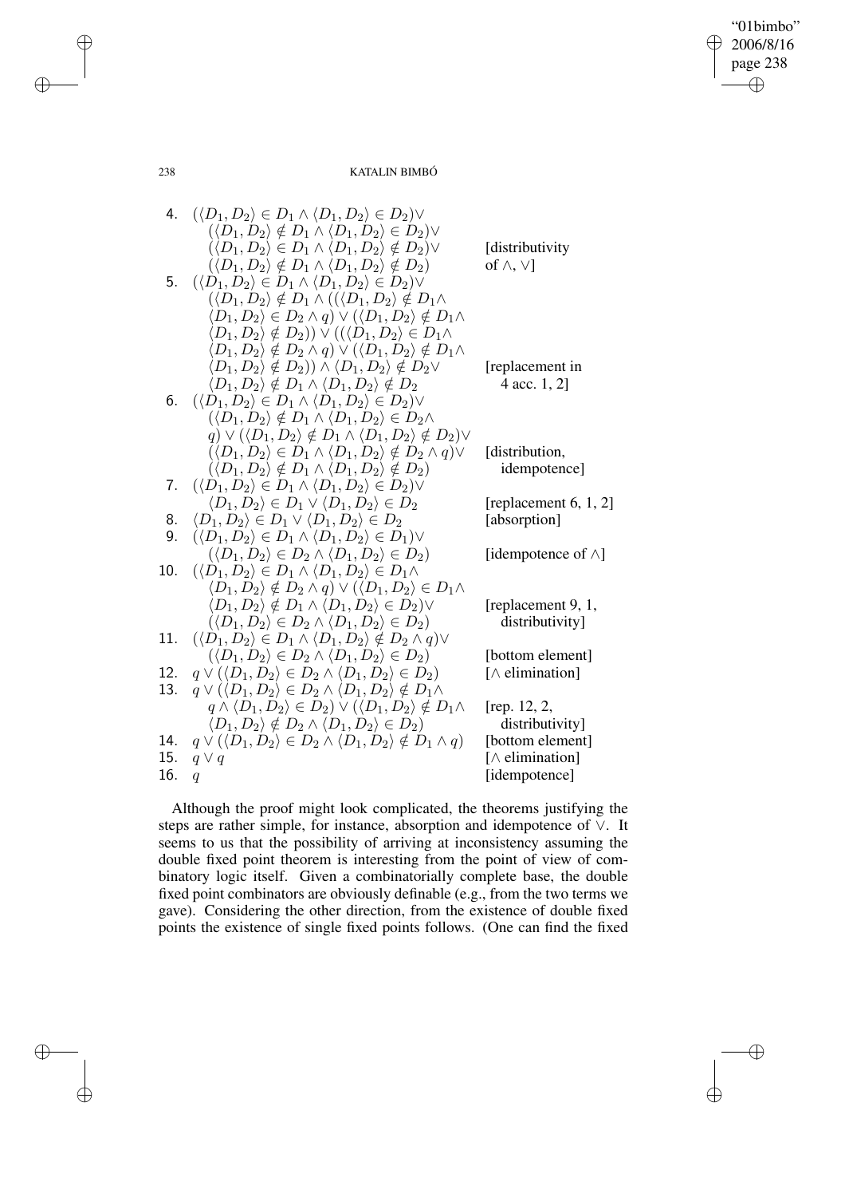4. $(\langle D_1, D_2\rangle \in D_1 \wedge \langle D_1, D_2\rangle \in D_2)\vee$
$(\langle D_1, D_2\rangle \notin D_1 \wedge \langle D_1, D_2\rangle \in D_2)\vee$
$(\langle D_1, D_2\rangle \in D_1 \wedge \langle D_1, D_2\rangle \notin D_2)\vee$
$(\langle D_1, D_2\rangle \notin D_1 \wedge \langle D_1, D_2\rangle \notin D_2)$ [distributivity of $\wedge, \vee$]

5. $(\langle D_1, D_2\rangle \in D_1 \wedge \langle D_1, D_2\rangle \in D_2)\vee$
$(\langle D_1, D_2\rangle \notin D_1 \wedge ((\langle D_1, D_2\rangle \notin D_1\wedge$
$\langle D_1, D_2\rangle \in D_2 \wedge q) \vee (\langle D_1, D_2\rangle \notin D_1\wedge$
$\langle D_1, D_2\rangle \notin D_2)) \vee (((\langle D_1, D_2\rangle \in D_1\wedge$
$\langle D_1, D_2\rangle \notin D_2 \wedge q) \vee (\langle D_1, D_2\rangle \notin D_1\wedge$
$\langle D_1, D_2\rangle \notin D_2)) \wedge \langle D_1, D_2\rangle \notin D_2\vee$
$\langle D_1, D_2\rangle \notin D_1 \wedge \langle D_1, D_2\rangle \notin D_2$ [replacement in 4 acc. 1, 2]

6. $(\langle D_1, D_2\rangle \in D_1 \wedge \langle D_1, D_2\rangle \in D_2)\vee$
$(\langle D_1, D_2\rangle \notin D_1 \wedge \langle D_1, D_2\rangle \in D_2\wedge$
$q) \vee (\langle D_1, D_2\rangle \notin D_1 \wedge \langle D_1, D_2\rangle \notin D_2)\vee$
$(\langle D_1, D_2\rangle \in D_1 \wedge \langle D_1, D_2\rangle \notin D_2 \wedge q)\vee$
$(\langle D_1, D_2\rangle \notin D_1 \wedge \langle D_1, D_2\rangle \notin D_2)$ [distribution, idempotence]

7. $(\langle D_1, D_2\rangle \in D_1 \wedge \langle D_1, D_2\rangle \in D_2)\vee$
$\langle D_1, D_2\rangle \in D_1 \vee \langle D_1, D_2\rangle \in D_2$ [replacement 6, 1, 2]

8. $\langle D_1, D_2\rangle \in D_1 \vee \langle D_1, D_2\rangle \in D_2$ [absorption]

9. $(\langle D_1, D_2\rangle \in D_1 \wedge \langle D_1, D_2\rangle \in D_1)\vee$
$(\langle D_1, D_2\rangle \in D_2 \wedge \langle D_1, D_2\rangle \in D_2)$ [idempotence of $\wedge$]

10. $(\langle D_1, D_2\rangle \in D_1 \wedge \langle D_1, D_2\rangle \in D_1\wedge$
$\langle D_1, D_2\rangle \notin D_2 \wedge q) \vee (\langle D_1, D_2\rangle \in D_1\wedge$
$\langle D_1, D_2\rangle \notin D_1 \wedge \langle D_1, D_2\rangle \in D_2)\vee$
$(\langle D_1, D_2\rangle \in D_2 \wedge \langle D_1, D_2\rangle \in D_2)$ [replacement 9, 1, distributivity]

11. $(\langle D_1, D_2\rangle \in D_1 \wedge \langle D_1, D_2\rangle \notin D_2 \wedge q)\vee$
$(\langle D_1, D_2\rangle \in D_2 \wedge \langle D_1, D_2\rangle \in D_2)$ [bottom element]

12. $q \vee (\langle D_1, D_2\rangle \in D_2 \wedge \langle D_1, D_2\rangle \in D_2)$ [$\wedge$ elimination]

13. $q \vee (\langle D_1, D_2\rangle \in D_2 \wedge \langle D_1, D_2\rangle \notin D_1\wedge$
$q \wedge \langle D_1, D_2\rangle \in D_2) \vee (\langle D_1, D_2\rangle \notin D_1\wedge$
$\langle D_1, D_2\rangle \notin D_2 \wedge \langle D_1, D_2\rangle \in D_2)$ [rep. 12, 2, distributivity]

14. $q \vee (\langle D_1, D_2\rangle \in D_2 \wedge \langle D_1, D_2\rangle \notin D_1 \wedge q)$ [bottom element]

15. $q \vee q$ [$\wedge$ elimination]

16. $q$ [idempotence]

Although the proof might look complicated, the theorems justifying the steps are rather simple, for instance, absorption and idempotence of $\vee$. It seems to us that the possibility of arriving at inconsistency assuming the double fixed point theorem is interesting from the point of view of combinatory logic itself. Given a combinatorially complete base, the double fixed point combinators are obviously definable (e.g., from the two terms we gave). Considering the other direction, from the existence of double fixed points the existence of single fixed points follows. (One can find the fixed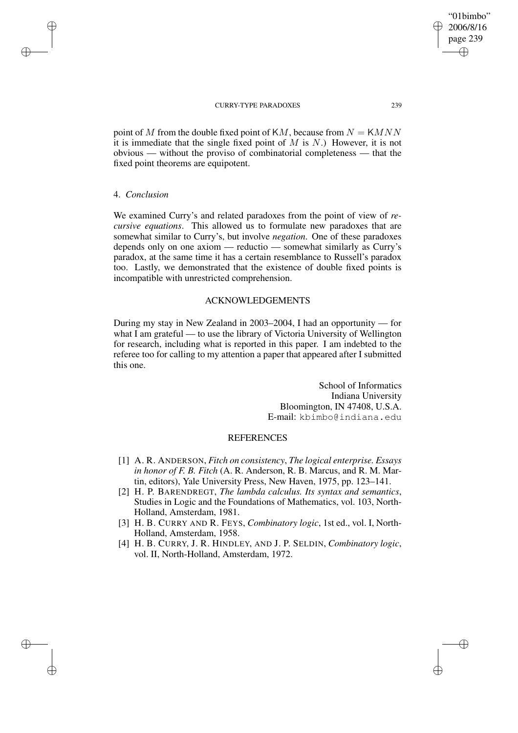point of $M$ from the double fixed point of $\mathsf{K}M$, because from $N = \mathsf{K}MNN$ it is immediate that the single fixed point of $M$ is $N$.) However, it is not obvious — without the proviso of combinatorial completeness — that the fixed point theorems are equipotent.

## 4. *Conclusion*

We examined Curry's and related paradoxes from the point of view of *recursive equations*. This allowed us to formulate new paradoxes that are somewhat similar to Curry's, but involve *negation*. One of these paradoxes depends only on one axiom — reductio — somewhat similarly as Curry's paradox, at the same time it has a certain resemblance to Russell's paradox too. Lastly, we demonstrated that the existence of double fixed points is incompatible with unrestricted comprehension.

## ACKNOWLEDGEMENTS

During my stay in New Zealand in 2003–2004, I had an opportunity — for what I am grateful — to use the library of Victoria University of Wellington for research, including what is reported in this paper. I am indebted to the referee too for calling to my attention a paper that appeared after I submitted this one.

School of Informatics
Indiana University
Bloomington, IN 47408, U.S.A.
E-mail: kbimbo@indiana.edu

## REFERENCES

[1] A. R. Anderson, *Fitch on consistency*, *The logical enterprise. Essays in honor of F. B. Fitch* (A. R. Anderson, R. B. Marcus, and R. M. Martin, editors), Yale University Press, New Haven, 1975, pp. 123–141.

[2] H. P. Barendregt, *The lambda calculus. Its syntax and semantics*, Studies in Logic and the Foundations of Mathematics, vol. 103, North-Holland, Amsterdam, 1981.

[3] H. B. Curry and R. Feys, *Combinatory logic*, 1st ed., vol. I, North-Holland, Amsterdam, 1958.

[4] H. B. Curry, J. R. Hindley, and J. P. Seldin, *Combinatory logic*, vol. II, North-Holland, Amsterdam, 1972.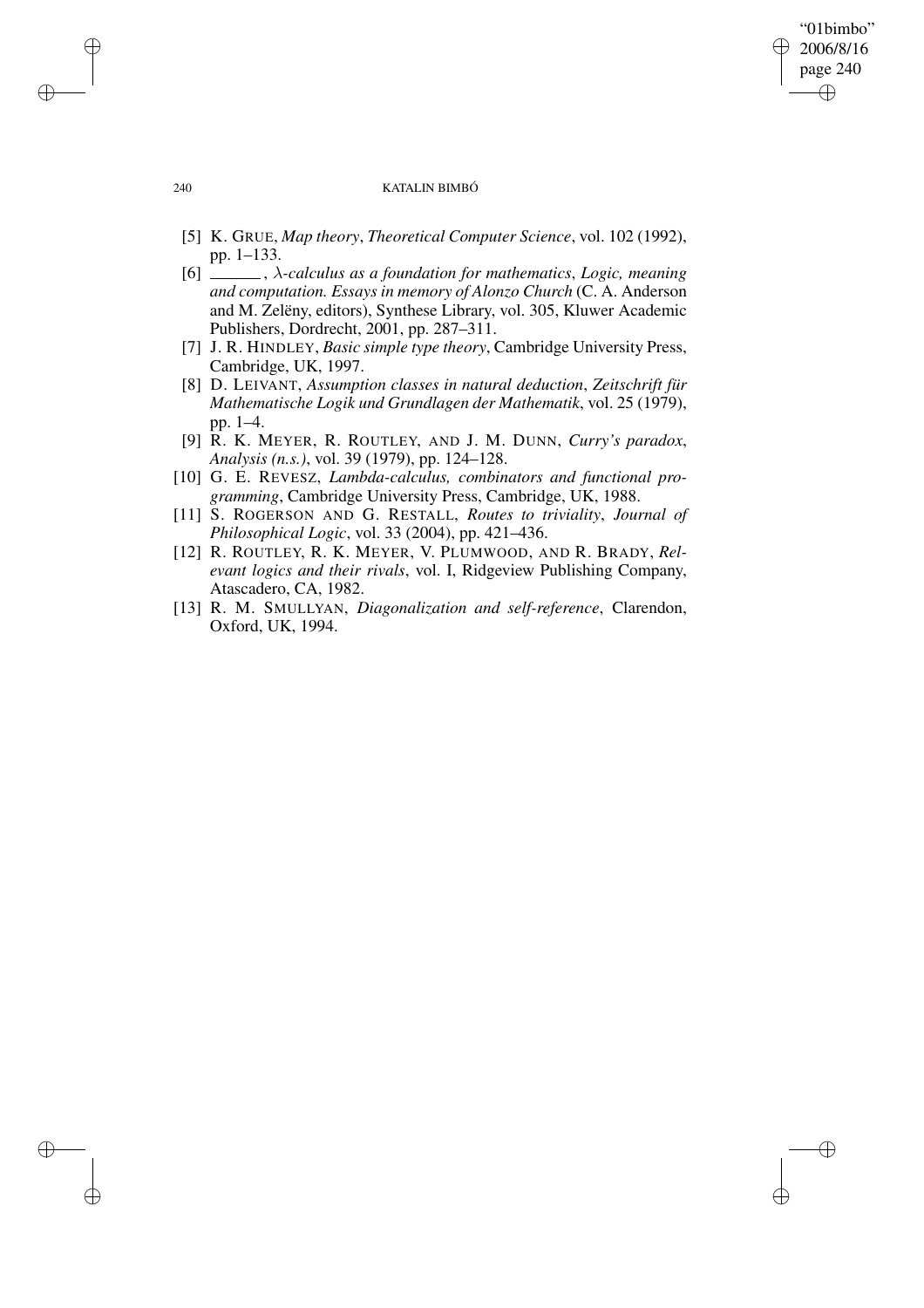[5] K. GRUE, *Map theory*, *Theoretical Computer Science*, vol. 102 (1992), pp. 1–133.

[6] ______, *λ-calculus as a foundation for mathematics*, *Logic, meaning and computation. Essays in memory of Alonzo Church* (C. A. Anderson and M. Zelëny, editors), Synthese Library, vol. 305, Kluwer Academic Publishers, Dordrecht, 2001, pp. 287–311.

[7] J. R. HINDLEY, *Basic simple type theory*, Cambridge University Press, Cambridge, UK, 1997.

[8] D. LEIVANT, *Assumption classes in natural deduction*, *Zeitschrift für Mathematische Logik und Grundlagen der Mathematik*, vol. 25 (1979), pp. 1–4.

[9] R. K. MEYER, R. ROUTLEY, AND J. M. DUNN, *Curry's paradox*, *Analysis (n.s.)*, vol. 39 (1979), pp. 124–128.

[10] G. E. REVESZ, *Lambda-calculus, combinators and functional programming*, Cambridge University Press, Cambridge, UK, 1988.

[11] S. ROGERSON AND G. RESTALL, *Routes to triviality*, *Journal of Philosophical Logic*, vol. 33 (2004), pp. 421–436.

[12] R. ROUTLEY, R. K. MEYER, V. PLUMWOOD, AND R. BRADY, *Relevant logics and their rivals*, vol. I, Ridgeview Publishing Company, Atascadero, CA, 1982.

[13] R. M. SMULLYAN, *Diagonalization and self-reference*, Clarendon, Oxford, UK, 1994.